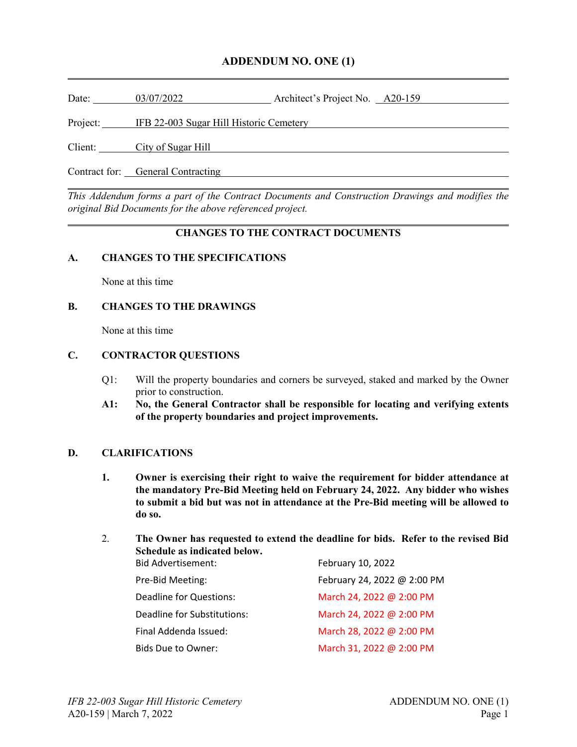# ADDENDUM NO. ONE (1)

Date: 03/07/2022 Architect's Project No. A20-159

Project: IFB 22-003 Sugar Hill Historic Cemetery

Client: City of Sugar Hill

Contract for: General Contracting

*This Addendum forms a part of the Contract Documents and Construction Drawings and modifies the original Bid Documents for the above referenced project.*

## CHANGES TO THE CONTRACT DOCUMENTS

### A. CHANGES TO THE SPECIFICATIONS

None at this time

### B. CHANGES TO THE DRAWINGS

None at this time

### C. CONTRACTOR QUESTIONS

Q1: Will the property boundaries and corners be surveyed, staked and marked by the Owner prior to construction.

**A1: No, the General Contractor shall be responsible for locating and verifying extents of the property boundaries and project improvements.**

### D. CLARIFICATIONS

**1. Owner is exercising their right to waive the requirement for bidder attendance at the mandatory Pre-Bid Meeting held on February 24, 2022. Any bidder who wishes to submit a bid but was not in attendance at the Pre-Bid meeting will be allowed to do so.**

2. **The Owner has requested to extend the deadline for bids. Refer to the revised Bid Schedule as indicated below.**

| | |
|---|---|
| Bid Advertisement: | February 10, 2022 |
| Pre-Bid Meeting: | February 24, 2022 @ 2:00 PM |
| Deadline for Questions: | March 24, 2022 @ 2:00 PM |
| Deadline for Substitutions: | March 24, 2022 @ 2:00 PM |
| Final Addenda Issued: | March 28, 2022 @ 2:00 PM |
| Bids Due to Owner: | March 31, 2022 @ 2:00 PM |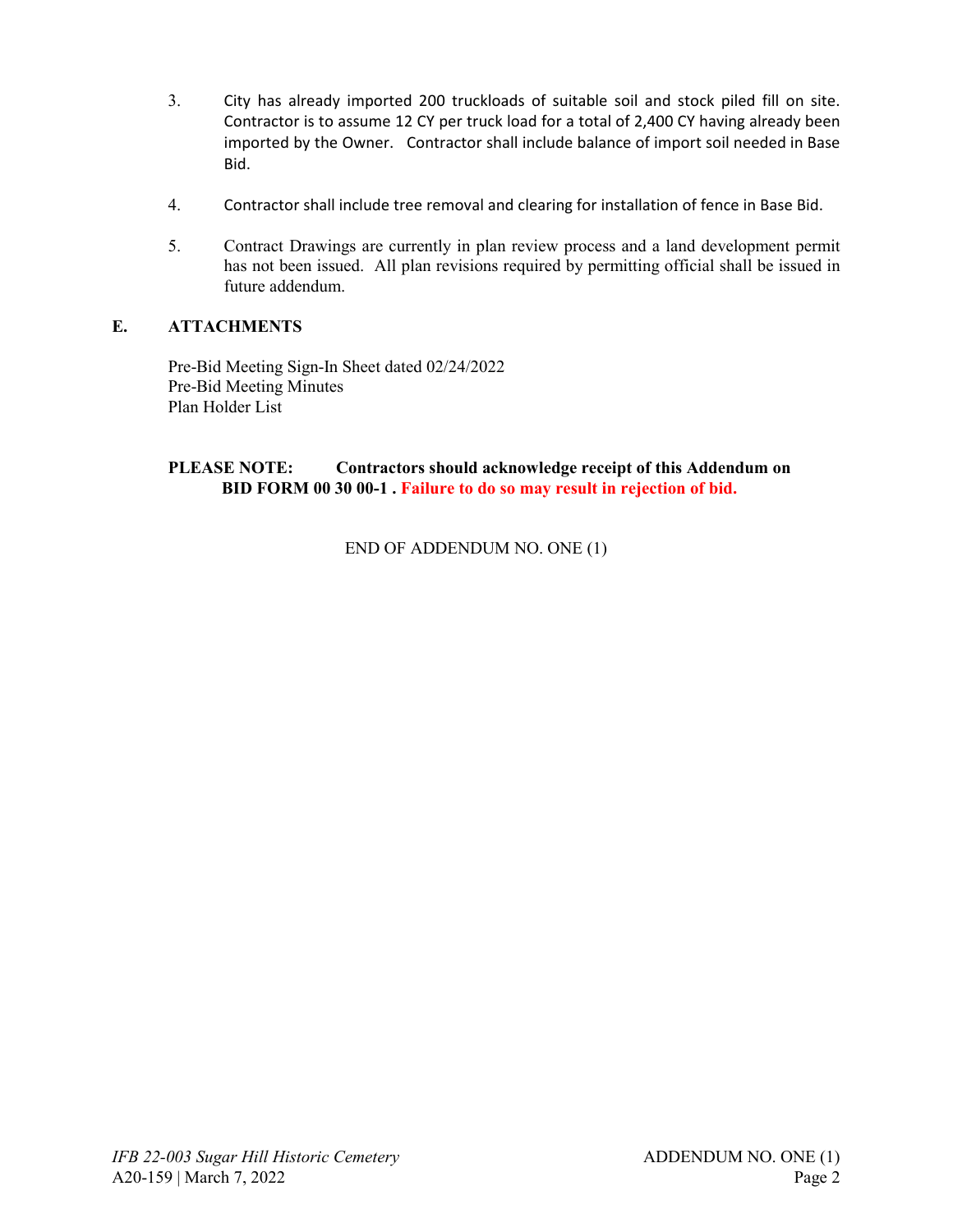3. City has already imported 200 truckloads of suitable soil and stock piled fill on site. Contractor is to assume 12 CY per truck load for a total of 2,400 CY having already been imported by the Owner. Contractor shall include balance of import soil needed in Base Bid.

4. Contractor shall include tree removal and clearing for installation of fence in Base Bid.

5. Contract Drawings are currently in plan review process and a land development permit has not been issued. All plan revisions required by permitting official shall be issued in future addendum.

## E. ATTACHMENTS

Pre-Bid Meeting Sign-In Sheet dated 02/24/2022
Pre-Bid Meeting Minutes
Plan Holder List

**PLEASE NOTE: Contractors should acknowledge receipt of this Addendum on BID FORM 00 30 00-1 . Failure to do so may result in rejection of bid.**

END OF ADDENDUM NO. ONE (1)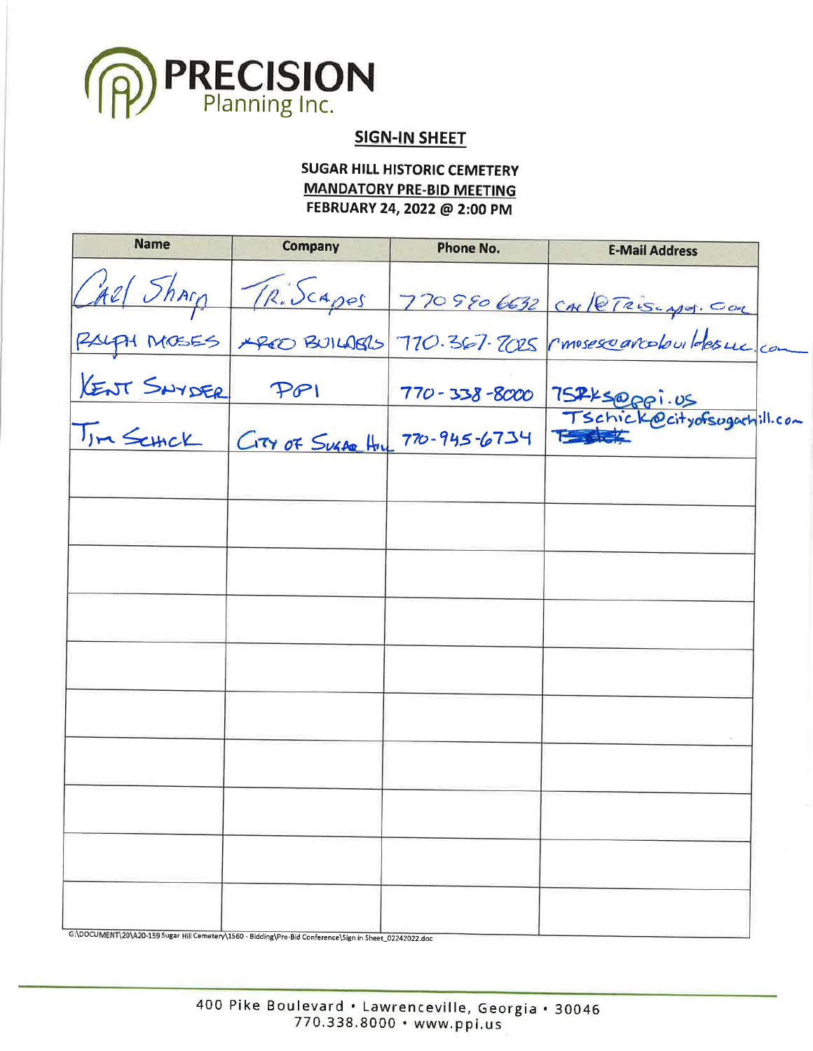**PRECISION** Planning Inc.

## SIGN-IN SHEET

### SUGAR HILL HISTORIC CEMETERY
### MANDATORY PRE-BID MEETING
### FEBRUARY 24, 2022 @ 2:00 PM

| Name | Company | Phone No. | E-Mail Address |
|---|---|---|---|
| Carl Sharp | TR. Scapes | 770 980 6632 | carl@TRiscapes.com |
| RALPH MOSES | ARCO BUILDERS | 770.367.7025 | rmoses@arcobuildersllc.com |
| KENT SNYDER | PPI | 770-338-8000 | TSPKS@ppi.us |
| Tim Schick | City of Sugar Hill | 770-945-6734 | Tschick@cityofsugarhill.com |
| | | | |
| | | | |
| | | | |
| | | | |
| | | | |
| | | | |
| | | | |
| | | | |
| | | | |
| | | | |

G:\DOCUMENT\20\A20-159 Sugar Hill Cemetery\1560 - Bidding\Pre-Bid Conference\Sign in Sheet_02242022.doc

400 Pike Boulevard • Lawrenceville, Georgia • 30046
770.338.8000 • www.ppi.us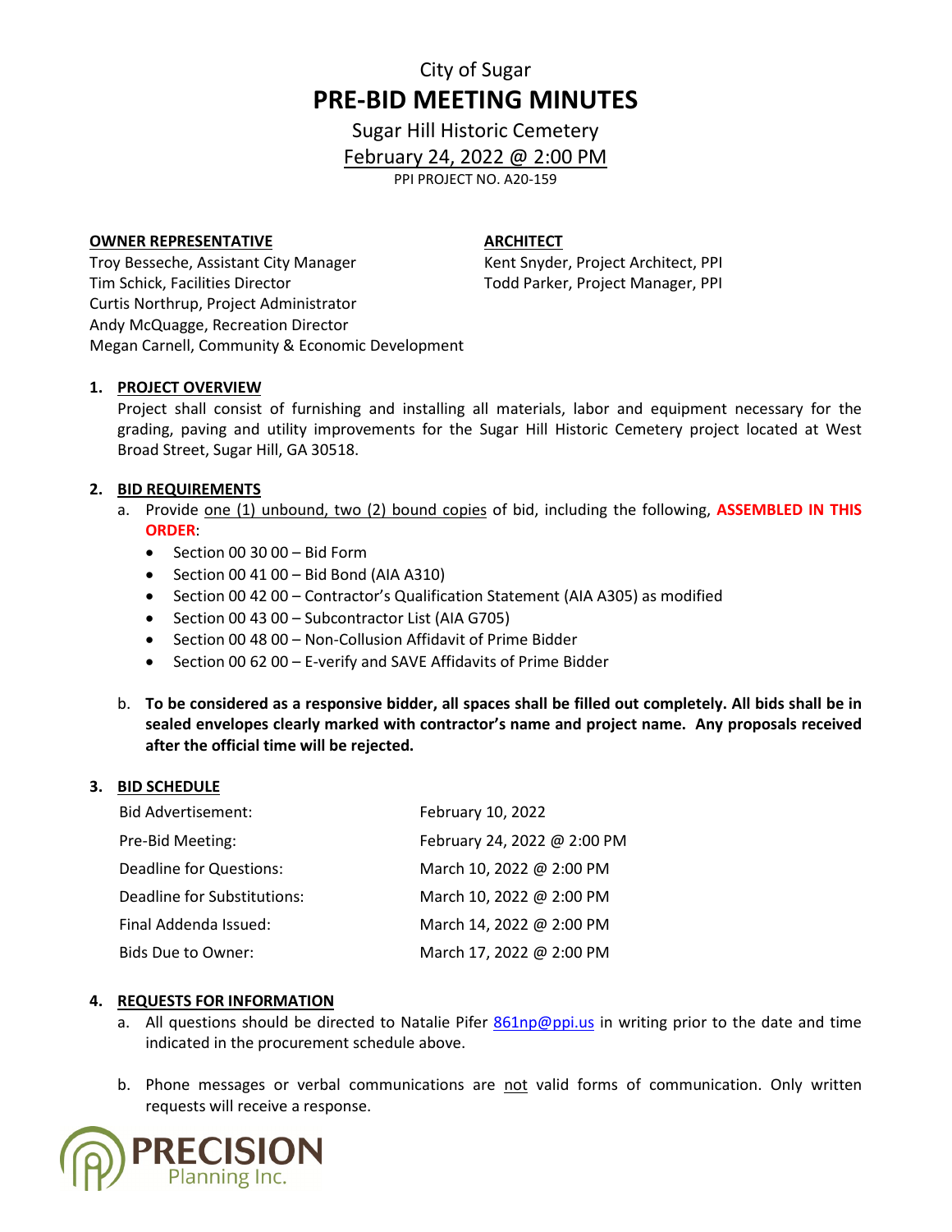City of Sugar

# PRE-BID MEETING MINUTES

Sugar Hill Historic Cemetery

February 24, 2022 @ 2:00 PM

PPI PROJECT NO. A20-159

**OWNER REPRESENTATIVE**

Troy Besseche, Assistant City Manager
Tim Schick, Facilities Director
Curtis Northrup, Project Administrator
Andy McQuagge, Recreation Director
Megan Carnell, Community & Economic Development

**ARCHITECT**

Kent Snyder, Project Architect, PPI
Todd Parker, Project Manager, PPI

## 1. PROJECT OVERVIEW

Project shall consist of furnishing and installing all materials, labor and equipment necessary for the grading, paving and utility improvements for the Sugar Hill Historic Cemetery project located at West Broad Street, Sugar Hill, GA 30518.

## 2. BID REQUIREMENTS

a. Provide one (1) unbound, two (2) bound copies of bid, including the following, **ASSEMBLED IN THIS ORDER**:
   - Section 00 30 00 – Bid Form
   - Section 00 41 00 – Bid Bond (AIA A310)
   - Section 00 42 00 – Contractor's Qualification Statement (AIA A305) as modified
   - Section 00 43 00 – Subcontractor List (AIA G705)
   - Section 00 48 00 – Non-Collusion Affidavit of Prime Bidder
   - Section 00 62 00 – E-verify and SAVE Affidavits of Prime Bidder

b. **To be considered as a responsive bidder, all spaces shall be filled out completely. All bids shall be in sealed envelopes clearly marked with contractor's name and project name. Any proposals received after the official time will be rejected.**

## 3. BID SCHEDULE

| | |
|---|---|
| Bid Advertisement: | February 10, 2022 |
| Pre-Bid Meeting: | February 24, 2022 @ 2:00 PM |
| Deadline for Questions: | March 10, 2022 @ 2:00 PM |
| Deadline for Substitutions: | March 10, 2022 @ 2:00 PM |
| Final Addenda Issued: | March 14, 2022 @ 2:00 PM |
| Bids Due to Owner: | March 17, 2022 @ 2:00 PM |

## 4. REQUESTS FOR INFORMATION

a. All questions should be directed to Natalie Pifer 861np@ppi.us in writing prior to the date and time indicated in the procurement schedule above.

b. Phone messages or verbal communications are not valid forms of communication. Only written requests will receive a response.

PRECISION Planning Inc.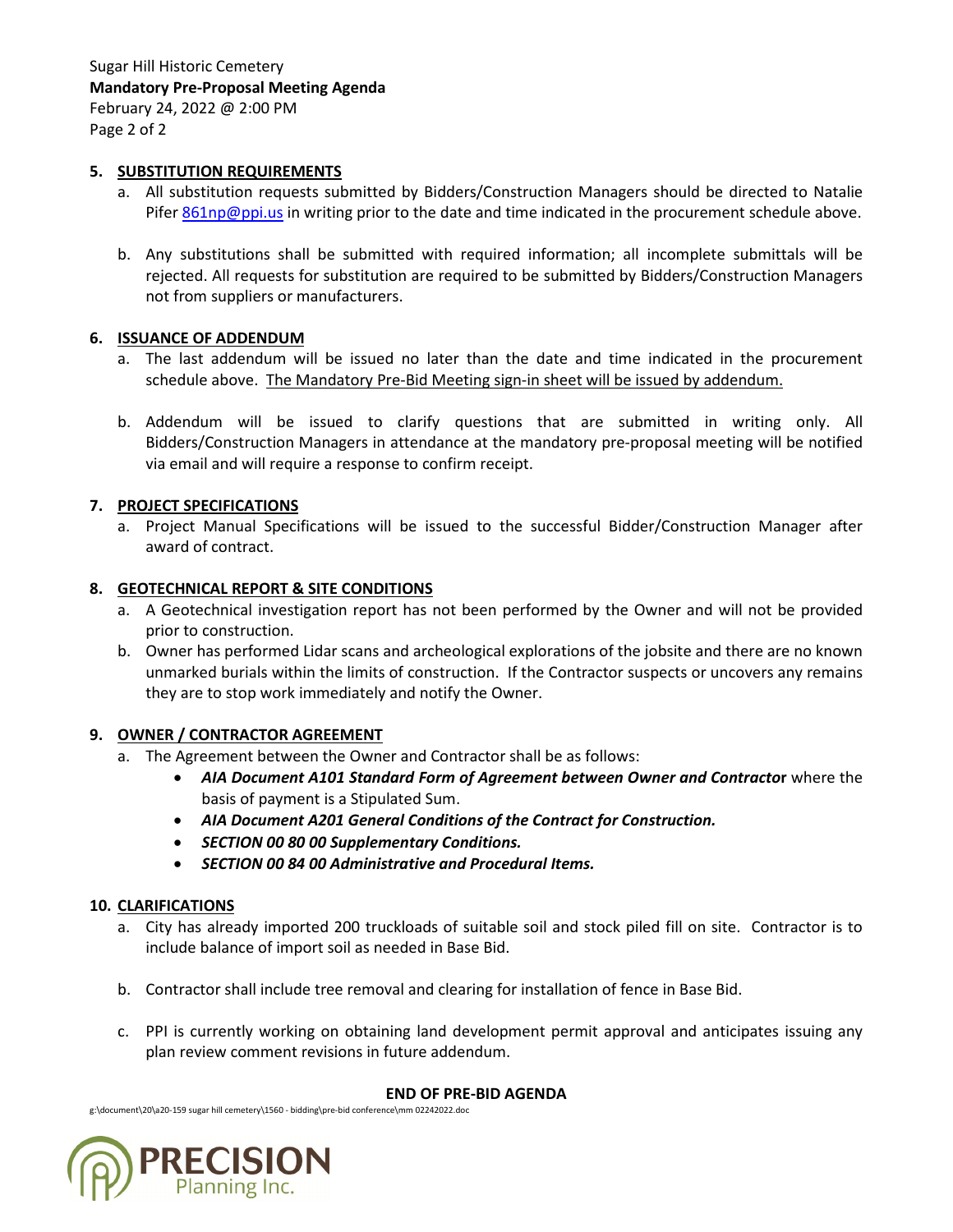## 5. SUBSTITUTION REQUIREMENTS

a. All substitution requests submitted by Bidders/Construction Managers should be directed to Natalie Pifer [861np@ppi.us](mailto:861np@ppi.us) in writing prior to the date and time indicated in the procurement schedule above.

b. Any substitutions shall be submitted with required information; all incomplete submittals will be rejected. All requests for substitution are required to be submitted by Bidders/Construction Managers not from suppliers or manufacturers.

## 6. ISSUANCE OF ADDENDUM

a. The last addendum will be issued no later than the date and time indicated in the procurement schedule above. <u>The Mandatory Pre-Bid Meeting sign-in sheet will be issued by addendum.</u>

b. Addendum will be issued to clarify questions that are submitted in writing only. All Bidders/Construction Managers in attendance at the mandatory pre-proposal meeting will be notified via email and will require a response to confirm receipt.

## 7. PROJECT SPECIFICATIONS

a. Project Manual Specifications will be issued to the successful Bidder/Construction Manager after award of contract.

## 8. GEOTECHNICAL REPORT & SITE CONDITIONS

a. A Geotechnical investigation report has not been performed by the Owner and will not be provided prior to construction.

b. Owner has performed Lidar scans and archeological explorations of the jobsite and there are no known unmarked burials within the limits of construction. If the Contractor suspects or uncovers any remains they are to stop work immediately and notify the Owner.

## 9. OWNER / CONTRACTOR AGREEMENT

a. The Agreement between the Owner and Contractor shall be as follows:
   - ***AIA Document A101 Standard Form of Agreement between Owner and Contractor*** where the basis of payment is a Stipulated Sum.
   - ***AIA Document A201 General Conditions of the Contract for Construction.***
   - ***SECTION 00 80 00 Supplementary Conditions.***
   - ***SECTION 00 84 00 Administrative and Procedural Items.***

## 10. CLARIFICATIONS

a. City has already imported 200 truckloads of suitable soil and stock piled fill on site. Contractor is to include balance of import soil as needed in Base Bid.

b. Contractor shall include tree removal and clearing for installation of fence in Base Bid.

c. PPI is currently working on obtaining land development permit approval and anticipates issuing any plan review comment revisions in future addendum.

**END OF PRE-BID AGENDA**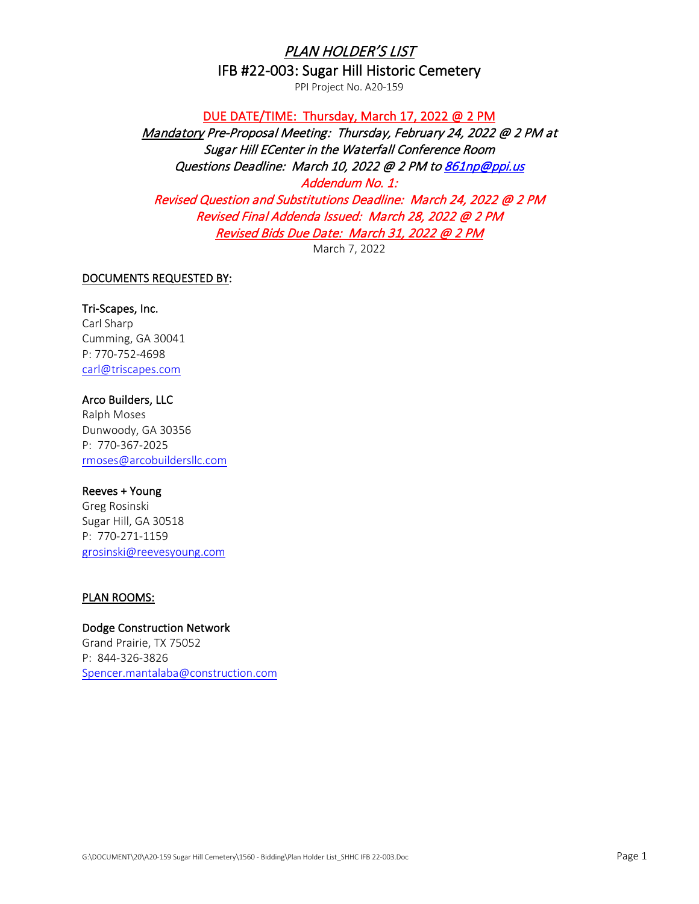# *PLAN HOLDER'S LIST*

## IFB #22-003: Sugar Hill Historic Cemetery

PPI Project No. A20-159

DUE DATE/TIME: Thursday, March 17, 2022 @ 2 PM

*Mandatory Pre-Proposal Meeting: Thursday, February 24, 2022 @ 2 PM at Sugar Hill ECenter in the Waterfall Conference Room*

*Questions Deadline: March 10, 2022 @ 2 PM to [861np@ppi.us](mailto:861np@ppi.us)*

*Addendum No. 1:*

*Revised Question and Substitutions Deadline: March 24, 2022 @ 2 PM*

*Revised Final Addenda Issued: March 28, 2022 @ 2 PM*

*Revised Bids Due Date: March 31, 2022 @ 2 PM*

March 7, 2022

### DOCUMENTS REQUESTED BY:

**Tri-Scapes, Inc.**
Carl Sharp
Cumming, GA 30041
P: 770-752-4698
carl@triscapes.com

**Arco Builders, LLC**
Ralph Moses
Dunwoody, GA 30356
P: 770-367-2025
rmoses@arcobuildersllc.com

**Reeves + Young**
Greg Rosinski
Sugar Hill, GA 30518
P: 770-271-1159
grosinski@reevesyoung.com

### PLAN ROOMS:

**Dodge Construction Network**
Grand Prairie, TX 75052
P: 844-326-3826
Spencer.mantalaba@construction.com